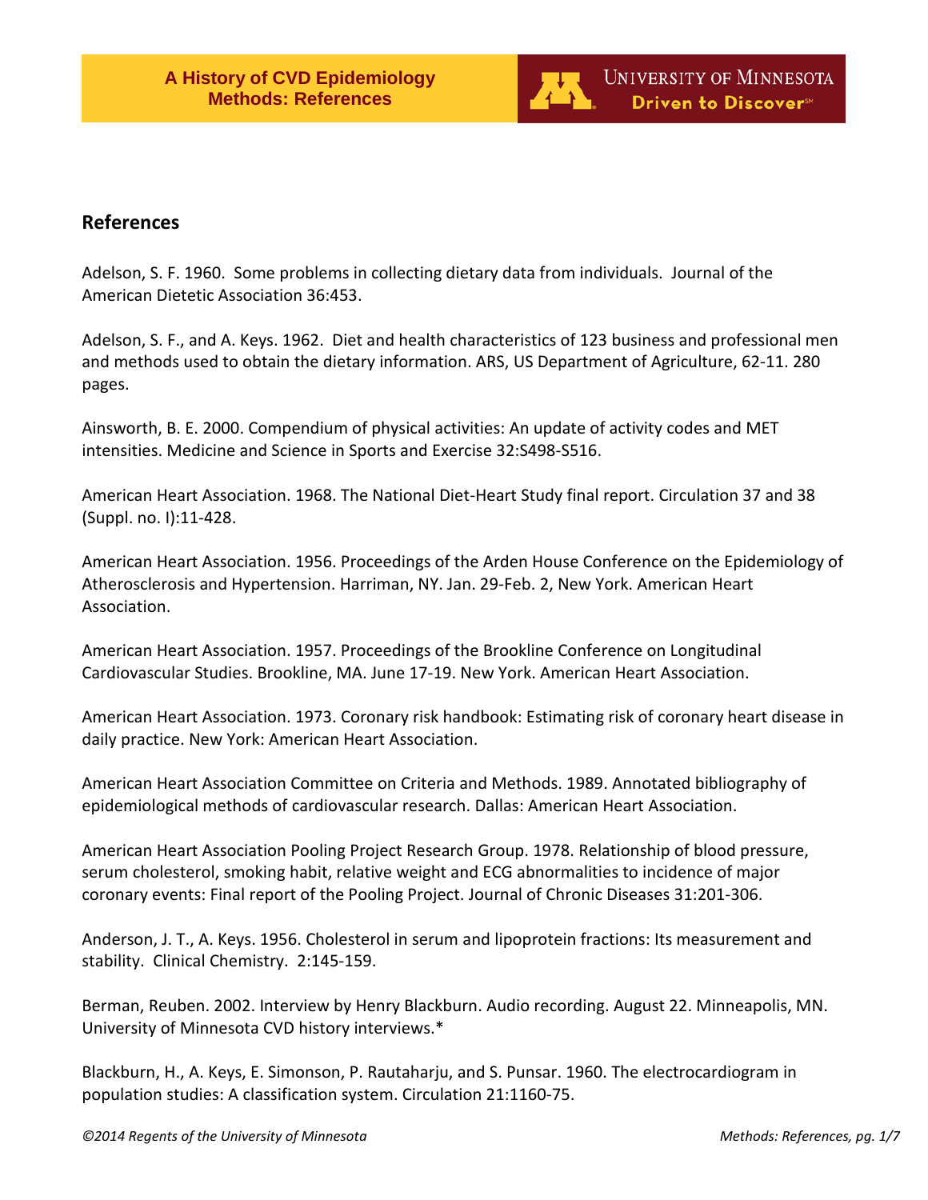## References

Adelson, S. F. 1960. Some problems in collecting dietary data from individuals. Journal of the American Dietetic Association 36:453.

Adelson, S. F., and A. Keys. 1962. Diet and health characteristics of 123 business and professional men and methods used to obtain the dietary information. ARS, US Department of Agriculture, 62-11. 280 pages.

Ainsworth, B. E. 2000. Compendium of physical activities: An update of activity codes and MET intensities. Medicine and Science in Sports and Exercise 32:S498-S516.

American Heart Association. 1968. The National Diet-Heart Study final report. Circulation 37 and 38 (Suppl. no. I):11-428.

American Heart Association. 1956. Proceedings of the Arden House Conference on the Epidemiology of Atherosclerosis and Hypertension. Harriman, NY. Jan. 29-Feb. 2, New York. American Heart Association.

American Heart Association. 1957. Proceedings of the Brookline Conference on Longitudinal Cardiovascular Studies. Brookline, MA. June 17-19. New York. American Heart Association.

American Heart Association. 1973. Coronary risk handbook: Estimating risk of coronary heart disease in daily practice. New York: American Heart Association.

American Heart Association Committee on Criteria and Methods. 1989. Annotated bibliography of epidemiological methods of cardiovascular research. Dallas: American Heart Association.

American Heart Association Pooling Project Research Group. 1978. Relationship of blood pressure, serum cholesterol, smoking habit, relative weight and ECG abnormalities to incidence of major coronary events: Final report of the Pooling Project. Journal of Chronic Diseases 31:201-306.

Anderson, J. T., A. Keys. 1956. Cholesterol in serum and lipoprotein fractions: Its measurement and stability. Clinical Chemistry. 2:145-159.

Berman, Reuben. 2002. Interview by Henry Blackburn. Audio recording. August 22. Minneapolis, MN. University of Minnesota CVD history interviews.*

Blackburn, H., A. Keys, E. Simonson, P. Rautaharju, and S. Punsar. 1960. The electrocardiogram in population studies: A classification system. Circulation 21:1160-75.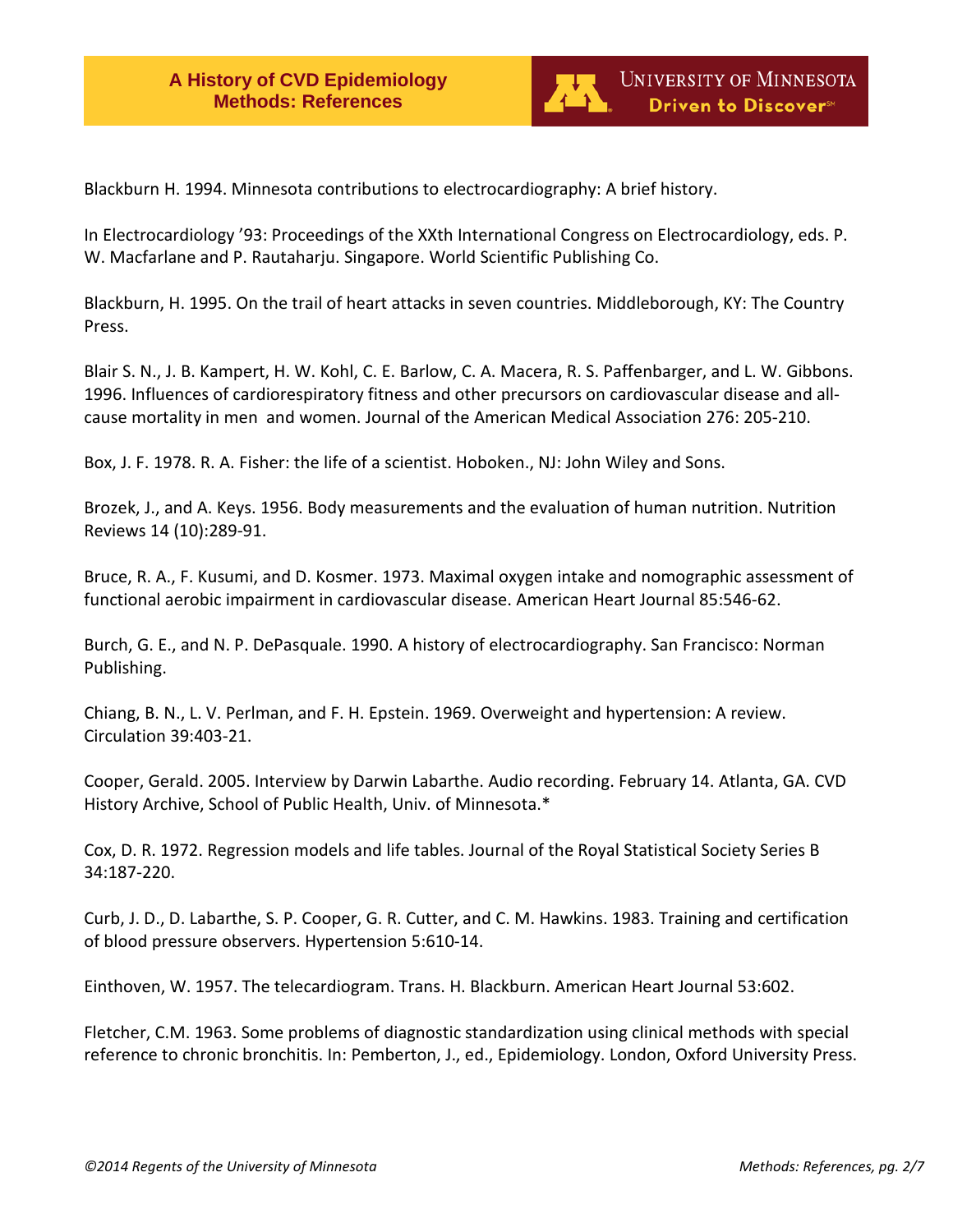Blackburn H. 1994. Minnesota contributions to electrocardiography: A brief history.

In Electrocardiology '93: Proceedings of the XXth International Congress on Electrocardiology, eds. P. W. Macfarlane and P. Rautaharju. Singapore. World Scientific Publishing Co.

Blackburn, H. 1995. On the trail of heart attacks in seven countries. Middleborough, KY: The Country Press.

Blair S. N., J. B. Kampert, H. W. Kohl, C. E. Barlow, C. A. Macera, R. S. Paffenbarger, and L. W. Gibbons. 1996. Influences of cardiorespiratory fitness and other precursors on cardiovascular disease and all-cause mortality in men and women. Journal of the American Medical Association 276: 205-210.

Box, J. F. 1978. R. A. Fisher: the life of a scientist. Hoboken., NJ: John Wiley and Sons.

Brozek, J., and A. Keys. 1956. Body measurements and the evaluation of human nutrition. Nutrition Reviews 14 (10):289-91.

Bruce, R. A., F. Kusumi, and D. Kosmer. 1973. Maximal oxygen intake and nomographic assessment of functional aerobic impairment in cardiovascular disease. American Heart Journal 85:546-62.

Burch, G. E., and N. P. DePasquale. 1990. A history of electrocardiography. San Francisco: Norman Publishing.

Chiang, B. N., L. V. Perlman, and F. H. Epstein. 1969. Overweight and hypertension: A review. Circulation 39:403-21.

Cooper, Gerald. 2005. Interview by Darwin Labarthe. Audio recording. February 14. Atlanta, GA. CVD History Archive, School of Public Health, Univ. of Minnesota.*

Cox, D. R. 1972. Regression models and life tables. Journal of the Royal Statistical Society Series B 34:187-220.

Curb, J. D., D. Labarthe, S. P. Cooper, G. R. Cutter, and C. M. Hawkins. 1983. Training and certification of blood pressure observers. Hypertension 5:610-14.

Einthoven, W. 1957. The telecardiogram. Trans. H. Blackburn. American Heart Journal 53:602.

Fletcher, C.M. 1963. Some problems of diagnostic standardization using clinical methods with special reference to chronic bronchitis. In: Pemberton, J., ed., Epidemiology. London, Oxford University Press.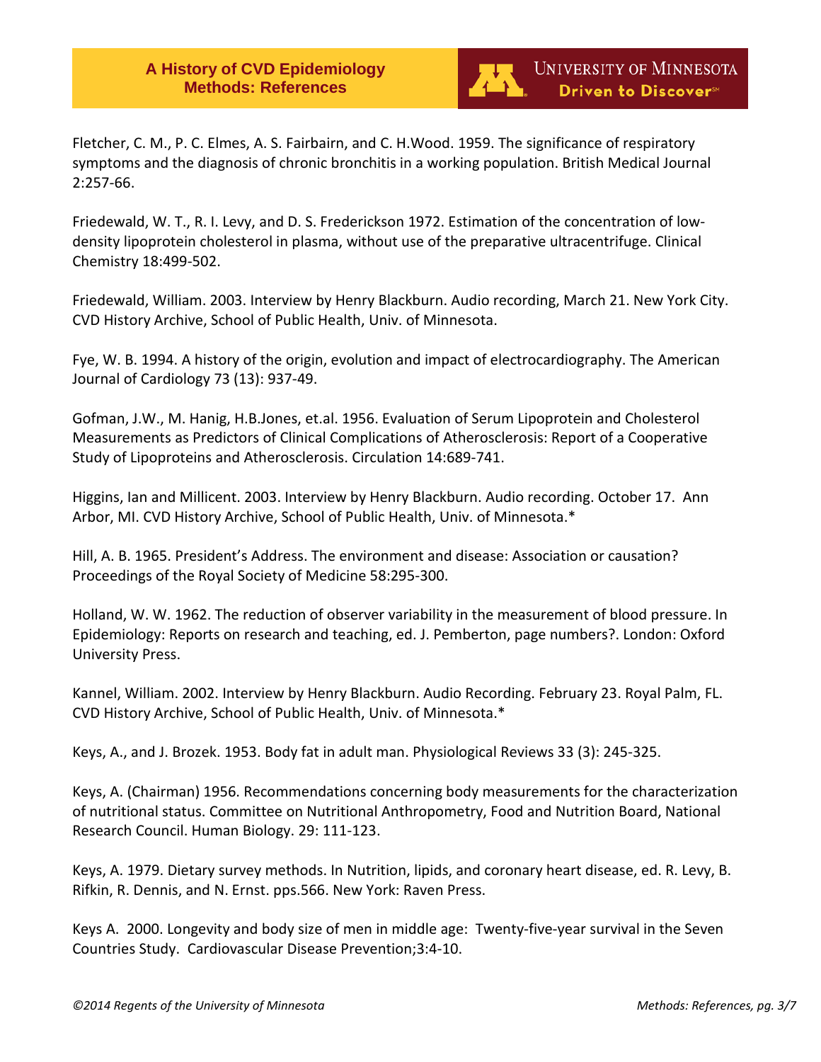Fletcher, C. M., P. C. Elmes, A. S. Fairbairn, and C. H.Wood. 1959. The significance of respiratory symptoms and the diagnosis of chronic bronchitis in a working population. British Medical Journal 2:257-66.

Friedewald, W. T., R. I. Levy, and D. S. Frederickson 1972. Estimation of the concentration of low-density lipoprotein cholesterol in plasma, without use of the preparative ultracentrifuge. Clinical Chemistry 18:499-502.

Friedewald, William. 2003. Interview by Henry Blackburn. Audio recording, March 21. New York City. CVD History Archive, School of Public Health, Univ. of Minnesota.

Fye, W. B. 1994. A history of the origin, evolution and impact of electrocardiography. The American Journal of Cardiology 73 (13): 937-49.

Gofman, J.W., M. Hanig, H.B.Jones, et.al. 1956. Evaluation of Serum Lipoprotein and Cholesterol Measurements as Predictors of Clinical Complications of Atherosclerosis: Report of a Cooperative Study of Lipoproteins and Atherosclerosis. Circulation 14:689-741.

Higgins, Ian and Millicent. 2003. Interview by Henry Blackburn. Audio recording. October 17. Ann Arbor, MI. CVD History Archive, School of Public Health, Univ. of Minnesota.*

Hill, A. B. 1965. President's Address. The environment and disease: Association or causation? Proceedings of the Royal Society of Medicine 58:295-300.

Holland, W. W. 1962. The reduction of observer variability in the measurement of blood pressure. In Epidemiology: Reports on research and teaching, ed. J. Pemberton, page numbers?. London: Oxford University Press.

Kannel, William. 2002. Interview by Henry Blackburn. Audio Recording. February 23. Royal Palm, FL. CVD History Archive, School of Public Health, Univ. of Minnesota.*

Keys, A., and J. Brozek. 1953. Body fat in adult man. Physiological Reviews 33 (3): 245-325.

Keys, A. (Chairman) 1956. Recommendations concerning body measurements for the characterization of nutritional status. Committee on Nutritional Anthropometry, Food and Nutrition Board, National Research Council. Human Biology. 29: 111-123.

Keys, A. 1979. Dietary survey methods. In Nutrition, lipids, and coronary heart disease, ed. R. Levy, B. Rifkin, R. Dennis, and N. Ernst. pps.566. New York: Raven Press.

Keys A. 2000. Longevity and body size of men in middle age: Twenty-five-year survival in the Seven Countries Study. Cardiovascular Disease Prevention;3:4-10.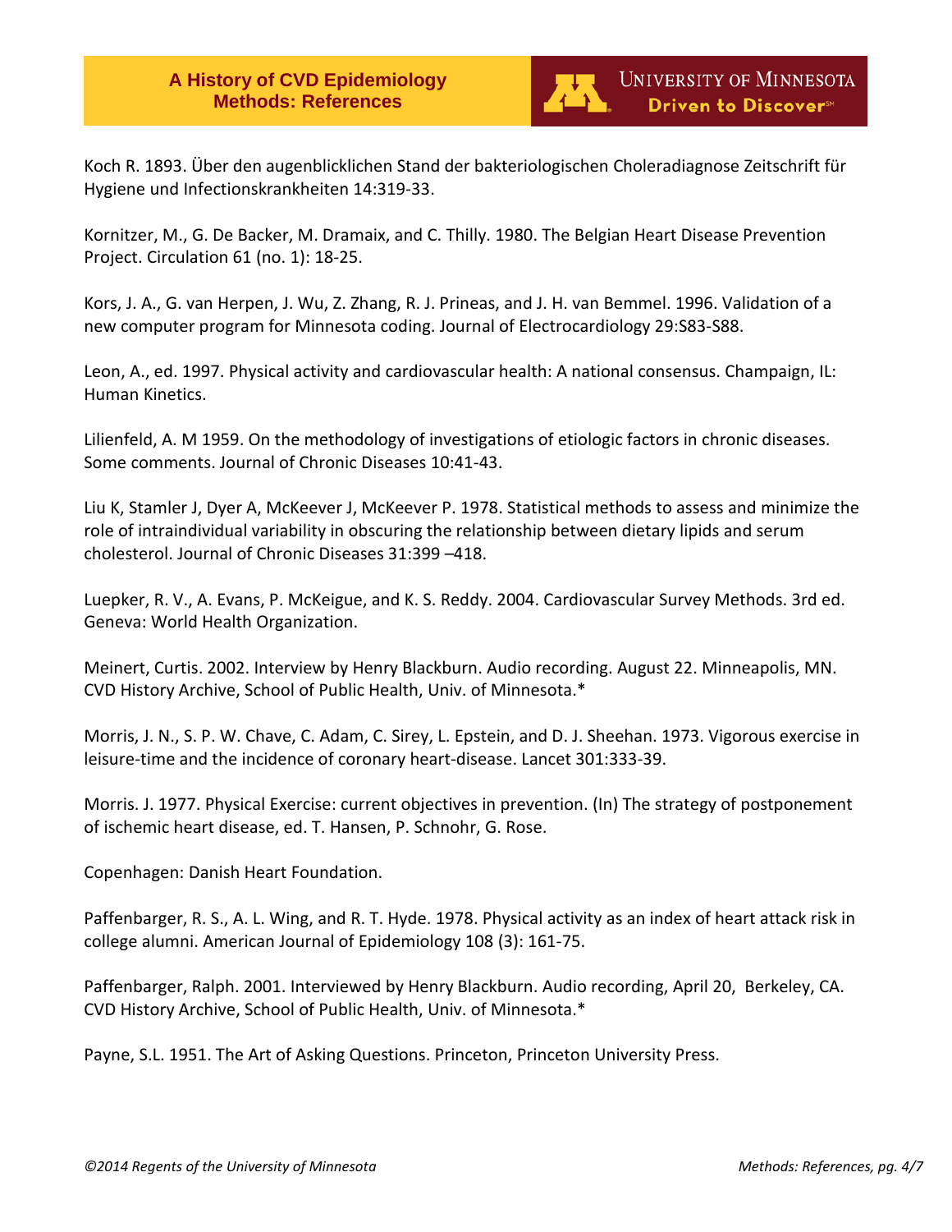Koch R. 1893. Über den augenblicklichen Stand der bakteriologischen Choleradiagnose Zeitschrift für Hygiene und Infectionskrankheiten 14:319-33.

Kornitzer, M., G. De Backer, M. Dramaix, and C. Thilly. 1980. The Belgian Heart Disease Prevention Project. Circulation 61 (no. 1): 18-25.

Kors, J. A., G. van Herpen, J. Wu, Z. Zhang, R. J. Prineas, and J. H. van Bemmel. 1996. Validation of a new computer program for Minnesota coding. Journal of Electrocardiology 29:S83-S88.

Leon, A., ed. 1997. Physical activity and cardiovascular health: A national consensus. Champaign, IL: Human Kinetics.

Lilienfeld, A. M 1959. On the methodology of investigations of etiologic factors in chronic diseases. Some comments. Journal of Chronic Diseases 10:41-43.

Liu K, Stamler J, Dyer A, McKeever J, McKeever P. 1978. Statistical methods to assess and minimize the role of intraindividual variability in obscuring the relationship between dietary lipids and serum cholesterol. Journal of Chronic Diseases 31:399 –418.

Luepker, R. V., A. Evans, P. McKeigue, and K. S. Reddy. 2004. Cardiovascular Survey Methods. 3rd ed. Geneva: World Health Organization.

Meinert, Curtis. 2002. Interview by Henry Blackburn. Audio recording. August 22. Minneapolis, MN. CVD History Archive, School of Public Health, Univ. of Minnesota.*

Morris, J. N., S. P. W. Chave, C. Adam, C. Sirey, L. Epstein, and D. J. Sheehan. 1973. Vigorous exercise in leisure-time and the incidence of coronary heart-disease. Lancet 301:333-39.

Morris. J. 1977. Physical Exercise: current objectives in prevention. (In) The strategy of postponement of ischemic heart disease, ed. T. Hansen, P. Schnohr, G. Rose.

Copenhagen: Danish Heart Foundation.

Paffenbarger, R. S., A. L. Wing, and R. T. Hyde. 1978. Physical activity as an index of heart attack risk in college alumni. American Journal of Epidemiology 108 (3): 161-75.

Paffenbarger, Ralph. 2001. Interviewed by Henry Blackburn. Audio recording, April 20, Berkeley, CA. CVD History Archive, School of Public Health, Univ. of Minnesota.*

Payne, S.L. 1951. The Art of Asking Questions. Princeton, Princeton University Press.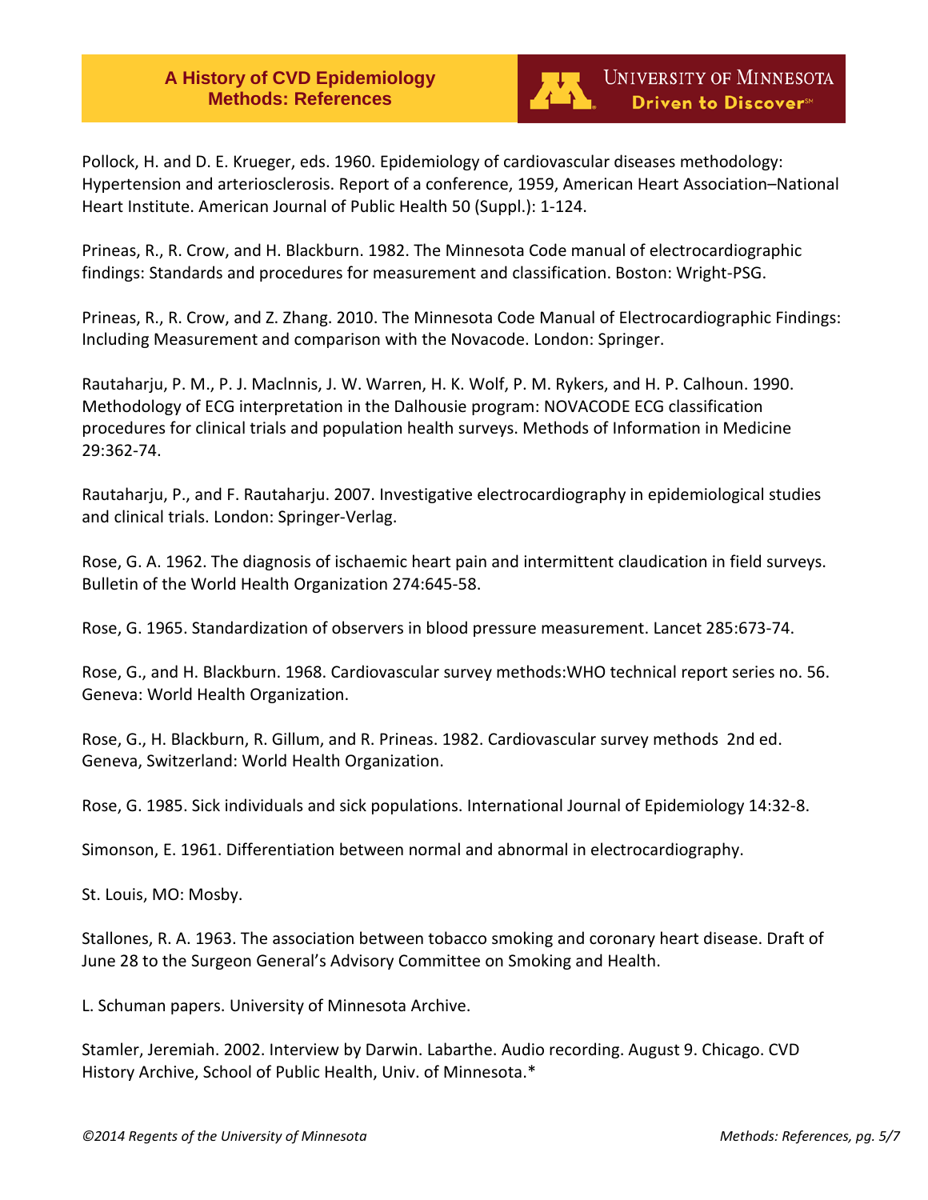Pollock, H. and D. E. Krueger, eds. 1960. Epidemiology of cardiovascular diseases methodology: Hypertension and arteriosclerosis. Report of a conference, 1959, American Heart Association–National Heart Institute. American Journal of Public Health 50 (Suppl.): 1-124.

Prineas, R., R. Crow, and H. Blackburn. 1982. The Minnesota Code manual of electrocardiographic findings: Standards and procedures for measurement and classification. Boston: Wright-PSG.

Prineas, R., R. Crow, and Z. Zhang. 2010. The Minnesota Code Manual of Electrocardiographic Findings: Including Measurement and comparison with the Novacode. London: Springer.

Rautaharju, P. M., P. J. Maclnnis, J. W. Warren, H. K. Wolf, P. M. Rykers, and H. P. Calhoun. 1990. Methodology of ECG interpretation in the Dalhousie program: NOVACODE ECG classification procedures for clinical trials and population health surveys. Methods of Information in Medicine 29:362-74.

Rautaharju, P., and F. Rautaharju. 2007. Investigative electrocardiography in epidemiological studies and clinical trials. London: Springer-Verlag.

Rose, G. A. 1962. The diagnosis of ischaemic heart pain and intermittent claudication in field surveys. Bulletin of the World Health Organization 274:645-58.

Rose, G. 1965. Standardization of observers in blood pressure measurement. Lancet 285:673-74.

Rose, G., and H. Blackburn. 1968. Cardiovascular survey methods:WHO technical report series no. 56. Geneva: World Health Organization.

Rose, G., H. Blackburn, R. Gillum, and R. Prineas. 1982. Cardiovascular survey methods 2nd ed. Geneva, Switzerland: World Health Organization.

Rose, G. 1985. Sick individuals and sick populations. International Journal of Epidemiology 14:32-8.

Simonson, E. 1961. Differentiation between normal and abnormal in electrocardiography.

St. Louis, MO: Mosby.

Stallones, R. A. 1963. The association between tobacco smoking and coronary heart disease. Draft of June 28 to the Surgeon General's Advisory Committee on Smoking and Health.

L. Schuman papers. University of Minnesota Archive.

Stamler, Jeremiah. 2002. Interview by Darwin. Labarthe. Audio recording. August 9. Chicago. CVD History Archive, School of Public Health, Univ. of Minnesota.*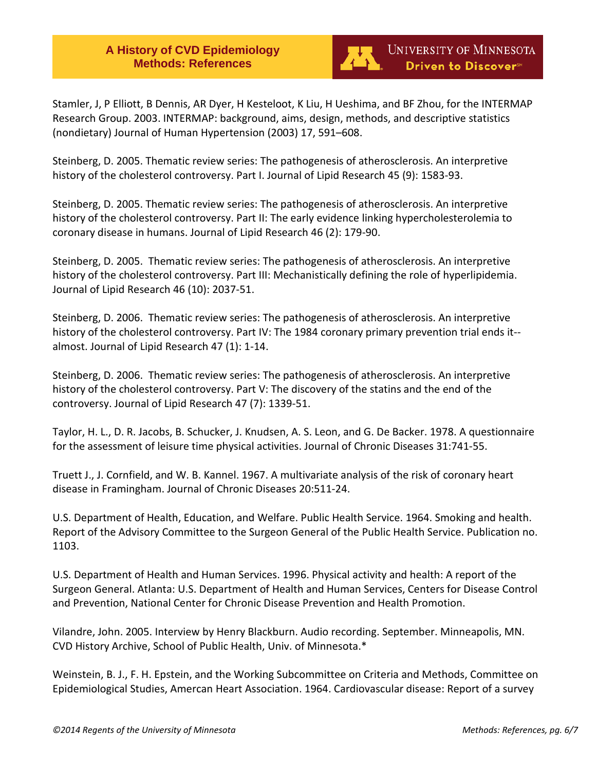Stamler, J, P Elliott, B Dennis, AR Dyer, H Kesteloot, K Liu, H Ueshima, and BF Zhou, for the INTERMAP Research Group. 2003. INTERMAP: background, aims, design, methods, and descriptive statistics (nondietary) Journal of Human Hypertension (2003) 17, 591–608.

Steinberg, D. 2005. Thematic review series: The pathogenesis of atherosclerosis. An interpretive history of the cholesterol controversy. Part I. Journal of Lipid Research 45 (9): 1583-93.

Steinberg, D. 2005. Thematic review series: The pathogenesis of atherosclerosis. An interpretive history of the cholesterol controversy. Part II: The early evidence linking hypercholesterolemia to coronary disease in humans. Journal of Lipid Research 46 (2): 179-90.

Steinberg, D. 2005. Thematic review series: The pathogenesis of atherosclerosis. An interpretive history of the cholesterol controversy. Part III: Mechanistically defining the role of hyperlipidemia. Journal of Lipid Research 46 (10): 2037-51.

Steinberg, D. 2006. Thematic review series: The pathogenesis of atherosclerosis. An interpretive history of the cholesterol controversy. Part IV: The 1984 coronary primary prevention trial ends it--almost. Journal of Lipid Research 47 (1): 1-14.

Steinberg, D. 2006. Thematic review series: The pathogenesis of atherosclerosis. An interpretive history of the cholesterol controversy. Part V: The discovery of the statins and the end of the controversy. Journal of Lipid Research 47 (7): 1339-51.

Taylor, H. L., D. R. Jacobs, B. Schucker, J. Knudsen, A. S. Leon, and G. De Backer. 1978. A questionnaire for the assessment of leisure time physical activities. Journal of Chronic Diseases 31:741-55.

Truett J., J. Cornfield, and W. B. Kannel. 1967. A multivariate analysis of the risk of coronary heart disease in Framingham. Journal of Chronic Diseases 20:511-24.

U.S. Department of Health, Education, and Welfare. Public Health Service. 1964. Smoking and health. Report of the Advisory Committee to the Surgeon General of the Public Health Service. Publication no. 1103.

U.S. Department of Health and Human Services. 1996. Physical activity and health: A report of the Surgeon General. Atlanta: U.S. Department of Health and Human Services, Centers for Disease Control and Prevention, National Center for Chronic Disease Prevention and Health Promotion.

Vilandre, John. 2005. Interview by Henry Blackburn. Audio recording. September. Minneapolis, MN. CVD History Archive, School of Public Health, Univ. of Minnesota.*

Weinstein, B. J., F. H. Epstein, and the Working Subcommittee on Criteria and Methods, Committee on Epidemiological Studies, Amercan Heart Association. 1964. Cardiovascular disease: Report of a survey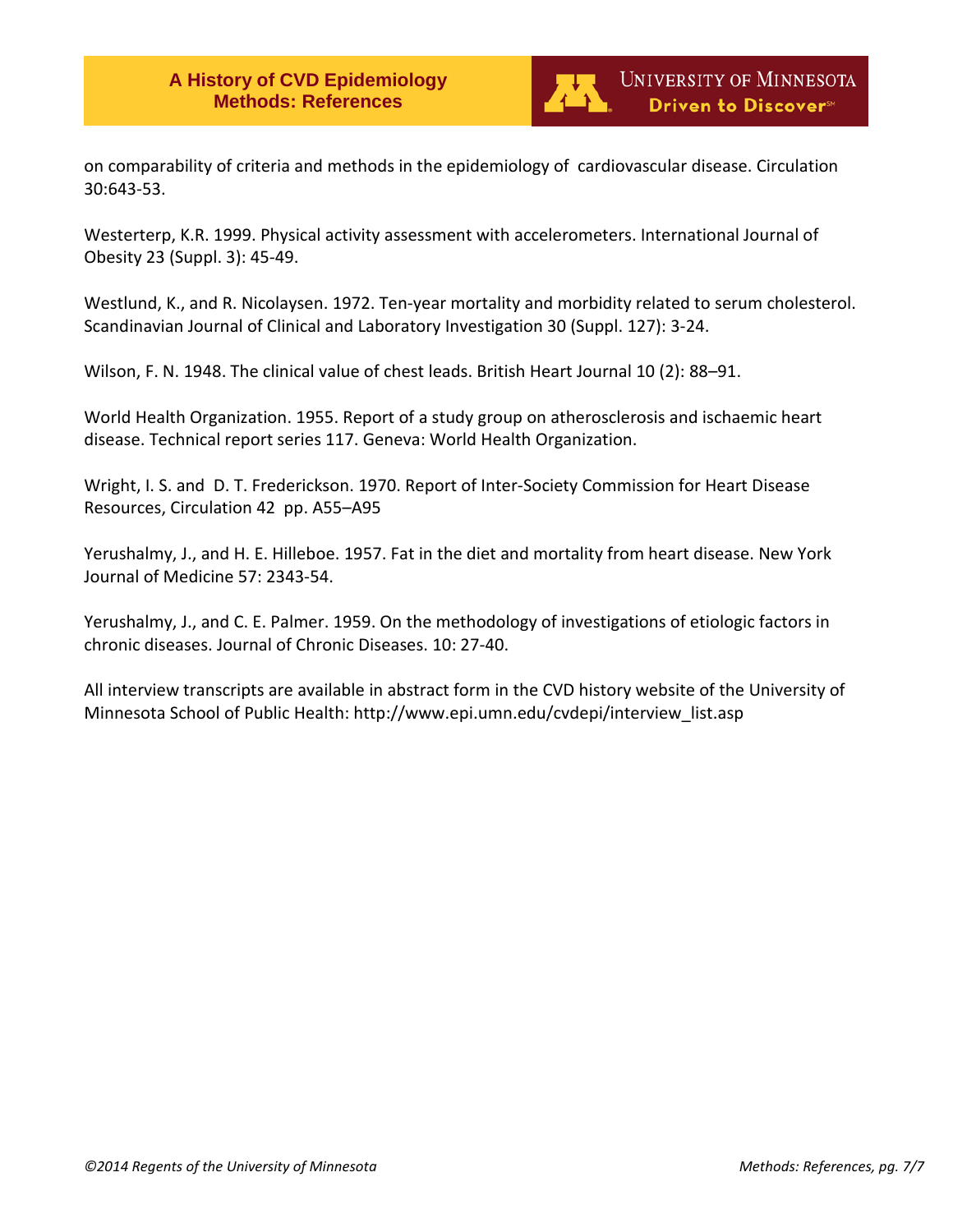on comparability of criteria and methods in the epidemiology of cardiovascular disease. Circulation 30:643-53.

Westerterp, K.R. 1999. Physical activity assessment with accelerometers. International Journal of Obesity 23 (Suppl. 3): 45-49.

Westlund, K., and R. Nicolaysen. 1972. Ten-year mortality and morbidity related to serum cholesterol. Scandinavian Journal of Clinical and Laboratory Investigation 30 (Suppl. 127): 3-24.

Wilson, F. N. 1948. The clinical value of chest leads. British Heart Journal 10 (2): 88–91.

World Health Organization. 1955. Report of a study group on atherosclerosis and ischaemic heart disease. Technical report series 117. Geneva: World Health Organization.

Wright, I. S. and D. T. Frederickson. 1970. Report of Inter-Society Commission for Heart Disease Resources, Circulation 42 pp. A55–A95

Yerushalmy, J., and H. E. Hilleboe. 1957. Fat in the diet and mortality from heart disease. New York Journal of Medicine 57: 2343-54.

Yerushalmy, J., and C. E. Palmer. 1959. On the methodology of investigations of etiologic factors in chronic diseases. Journal of Chronic Diseases. 10: 27-40.

All interview transcripts are available in abstract form in the CVD history website of the University of Minnesota School of Public Health: http://www.epi.umn.edu/cvdepi/interview_list.asp